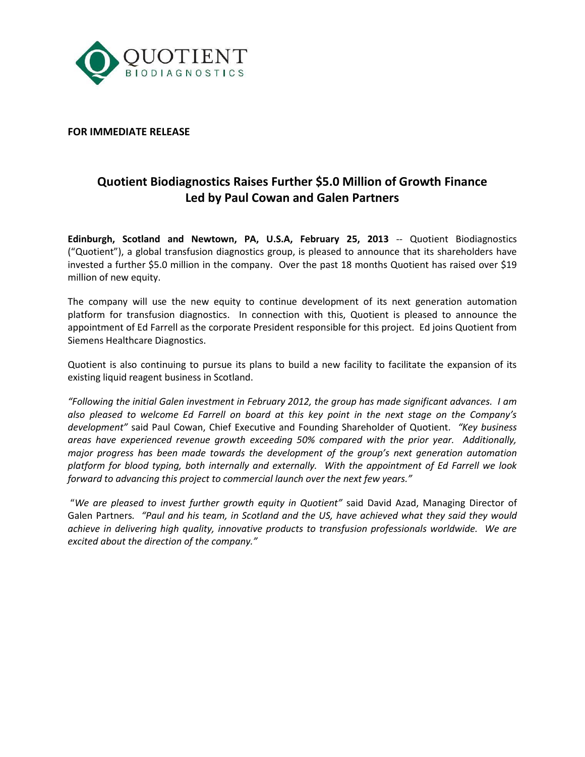**FOR IMMEDIATE RELEASE**

## Quotient Biodiagnostics Raises Further $5.0 Million of Growth Finance Led by Paul Cowan and Galen Partners

**Edinburgh, Scotland and Newtown, PA, U.S.A, February 25, 2013** -- Quotient Biodiagnostics ("Quotient"), a global transfusion diagnostics group, is pleased to announce that its shareholders have invested a further $5.0 million in the company. Over the past 18 months Quotient has raised over $19 million of new equity.

The company will use the new equity to continue development of its next generation automation platform for transfusion diagnostics. In connection with this, Quotient is pleased to announce the appointment of Ed Farrell as the corporate President responsible for this project. Ed joins Quotient from Siemens Healthcare Diagnostics.

Quotient is also continuing to pursue its plans to build a new facility to facilitate the expansion of its existing liquid reagent business in Scotland.

*"Following the initial Galen investment in February 2012, the group has made significant advances. I am also pleased to welcome Ed Farrell on board at this key point in the next stage on the Company's development"* said Paul Cowan, Chief Executive and Founding Shareholder of Quotient. *"Key business areas have experienced revenue growth exceeding 50% compared with the prior year. Additionally, major progress has been made towards the development of the group's next generation automation platform for blood typing, both internally and externally. With the appointment of Ed Farrell we look forward to advancing this project to commercial launch over the next few years."*

"*We are pleased to invest further growth equity in Quotient"* said David Azad, Managing Director of Galen Partners. *"Paul and his team, in Scotland and the US, have achieved what they said they would achieve in delivering high quality, innovative products to transfusion professionals worldwide. We are excited about the direction of the company."*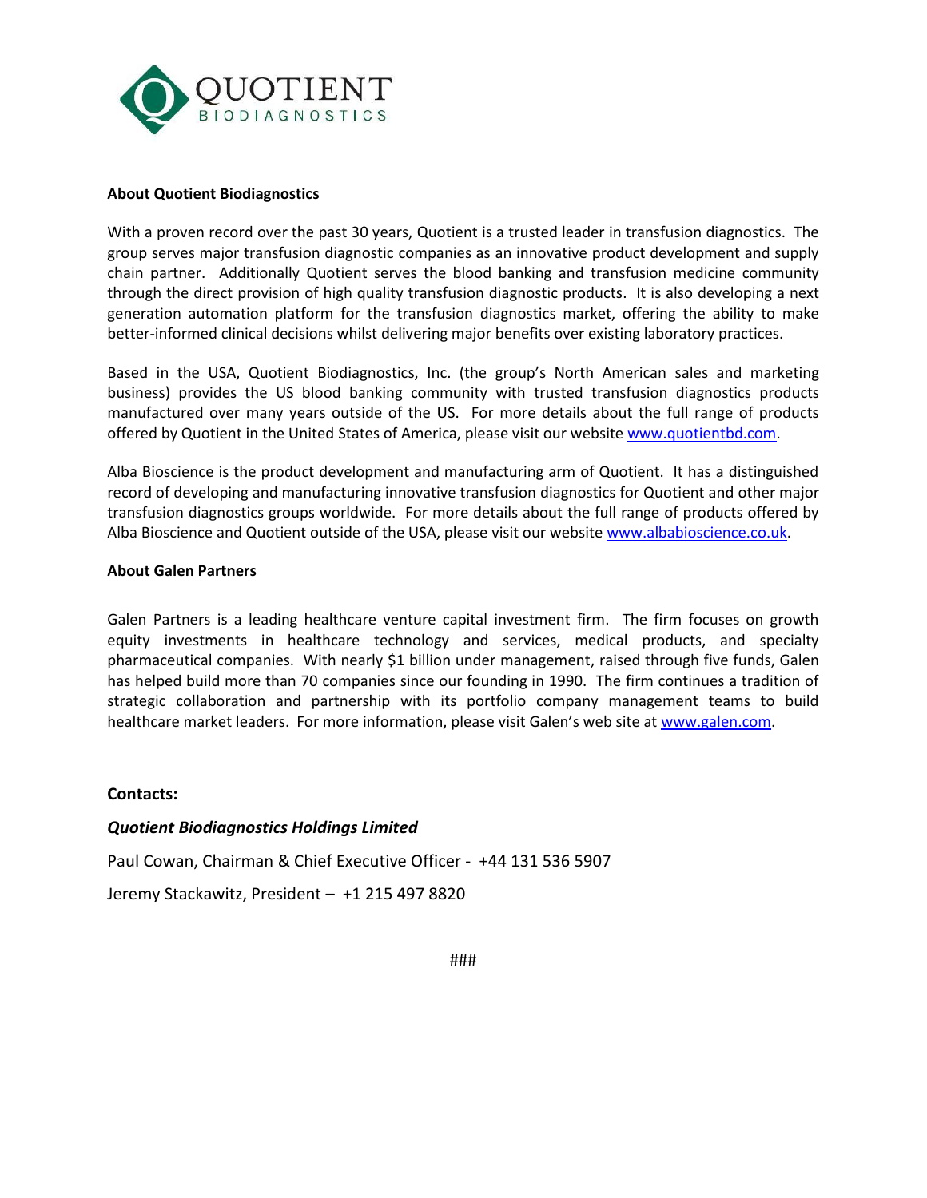**About Quotient Biodiagnostics**

With a proven record over the past 30 years, Quotient is a trusted leader in transfusion diagnostics. The group serves major transfusion diagnostic companies as an innovative product development and supply chain partner. Additionally Quotient serves the blood banking and transfusion medicine community through the direct provision of high quality transfusion diagnostic products. It is also developing a next generation automation platform for the transfusion diagnostics market, offering the ability to make better-informed clinical decisions whilst delivering major benefits over existing laboratory practices.

Based in the USA, Quotient Biodiagnostics, Inc. (the group's North American sales and marketing business) provides the US blood banking community with trusted transfusion diagnostics products manufactured over many years outside of the US. For more details about the full range of products offered by Quotient in the United States of America, please visit our website www.quotientbd.com.

Alba Bioscience is the product development and manufacturing arm of Quotient. It has a distinguished record of developing and manufacturing innovative transfusion diagnostics for Quotient and other major transfusion diagnostics groups worldwide. For more details about the full range of products offered by Alba Bioscience and Quotient outside of the USA, please visit our website www.albabioscience.co.uk.

**About Galen Partners**

Galen Partners is a leading healthcare venture capital investment firm. The firm focuses on growth equity investments in healthcare technology and services, medical products, and specialty pharmaceutical companies. With nearly $1 billion under management, raised through five funds, Galen has helped build more than 70 companies since our founding in 1990. The firm continues a tradition of strategic collaboration and partnership with its portfolio company management teams to build healthcare market leaders. For more information, please visit Galen's web site at www.galen.com.

**Contacts:**

***Quotient Biodiagnostics Holdings Limited***

Paul Cowan, Chairman & Chief Executive Officer - +44 131 536 5907

Jeremy Stackawitz, President – +1 215 497 8820

###